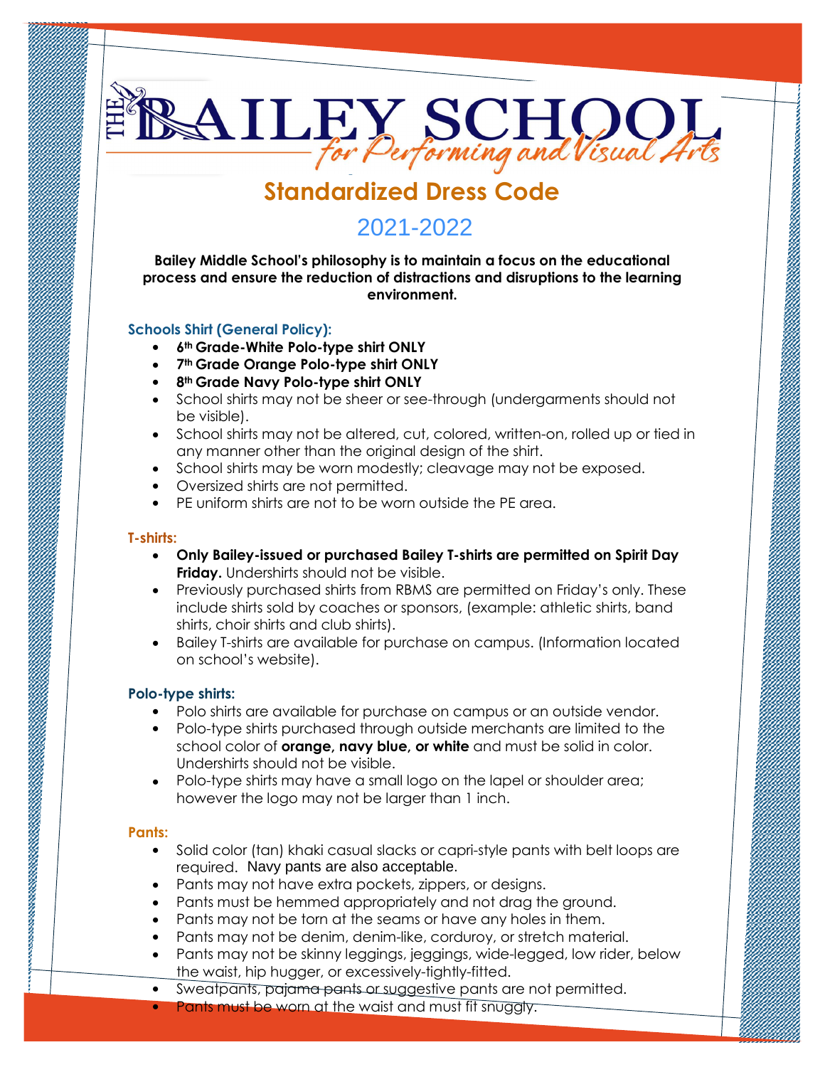# THE BAILEY SCHOOL for Performing and Visual Arts

## Standardized Dress Code

## 2021-2022

**Bailey Middle School's philosophy is to maintain a focus on the educational process and ensure the reduction of distractions and disruptions to the learning environment.**

### Schools Shirt (General Policy):

- **6th Grade-White Polo-type shirt ONLY**
- **7th Grade Orange Polo-type shirt ONLY**
- **8th Grade Navy Polo-type shirt ONLY**
- School shirts may not be sheer or see-through (undergarments should not be visible).
- School shirts may not be altered, cut, colored, written-on, rolled up or tied in any manner other than the original design of the shirt.
- School shirts may be worn modestly; cleavage may not be exposed.
- Oversized shirts are not permitted.
- PE uniform shirts are not to be worn outside the PE area.

### T-shirts:

- **Only Bailey-issued or purchased Bailey T-shirts are permitted on Spirit Day Friday.** Undershirts should not be visible.
- Previously purchased shirts from RBMS are permitted on Friday's only. These include shirts sold by coaches or sponsors, (example: athletic shirts, band shirts, choir shirts and club shirts).
- Bailey T-shirts are available for purchase on campus. (Information located on school's website).

### Polo-type shirts:

- Polo shirts are available for purchase on campus or an outside vendor.
- Polo-type shirts purchased through outside merchants are limited to the school color of **orange, navy blue, or white** and must be solid in color. Undershirts should not be visible.
- Polo-type shirts may have a small logo on the lapel or shoulder area; however the logo may not be larger than 1 inch.

### Pants:

- Solid color (tan) khaki casual slacks or capri-style pants with belt loops are required. Navy pants are also acceptable.
- Pants may not have extra pockets, zippers, or designs.
- Pants must be hemmed appropriately and not drag the ground.
- Pants may not be torn at the seams or have any holes in them.
- Pants may not be denim, denim-like, corduroy, or stretch material.
- Pants may not be skinny leggings, jeggings, wide-legged, low rider, below the waist, hip hugger, or excessively-tightly-fitted.
- Sweatpants, pajama pants or suggestive pants are not permitted.
- Pants must be worn at the waist and must fit snuggly.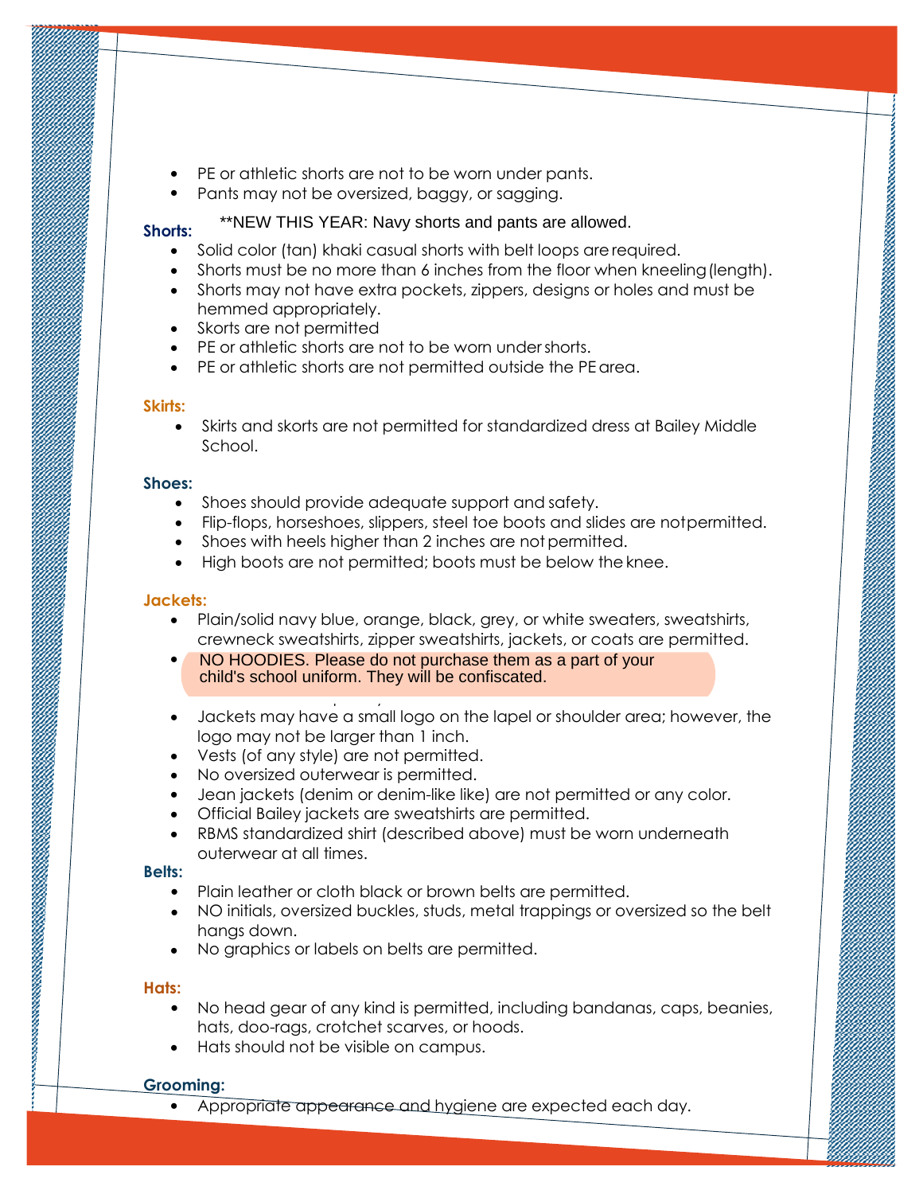- PE or athletic shorts are not to be worn under pants.
- Pants may not be oversized, baggy, or sagging.

**Shorts:**

**NEW THIS YEAR: Navy shorts and pants are allowed.

- Solid color (tan) khaki casual shorts with belt loops are required.
- Shorts must be no more than 6 inches from the floor when kneeling (length).
- Shorts may not have extra pockets, zippers, designs or holes and must be hemmed appropriately.
- Skorts are not permitted
- PE or athletic shorts are not to be worn under shorts.
- PE or athletic shorts are not permitted outside the PE area.

**Skirts:**

- Skirts and skorts are not permitted for standardized dress at Bailey Middle School.

**Shoes:**

- Shoes should provide adequate support and safety.
- Flip-flops, horseshoes, slippers, steel toe boots and slides are not permitted.
- Shoes with heels higher than 2 inches are not permitted.
- High boots are not permitted; boots must be below the knee.

**Jackets:**

- Plain/solid navy blue, orange, black, grey, or white sweaters, sweatshirts, crewneck sweatshirts, zipper sweatshirts, jackets, or coats are permitted.
- NO HOODIES. Please do not purchase them as a part of your child's school uniform. They will be confiscated.
- Jackets may have a small logo on the lapel or shoulder area; however, the logo may not be larger than 1 inch.
- Vests (of any style) are not permitted.
- No oversized outerwear is permitted.
- Jean jackets (denim or denim-like like) are not permitted or any color.
- Official Bailey jackets are sweatshirts are permitted.
- RBMS standardized shirt (described above) must be worn underneath outerwear at all times.

**Belts:**

- Plain leather or cloth black or brown belts are permitted.
- NO initials, oversized buckles, studs, metal trappings or oversized so the belt hangs down.
- No graphics or labels on belts are permitted.

**Hats:**

- No head gear of any kind is permitted, including bandanas, caps, beanies, hats, doo-rags, crotchet scarves, or hoods.
- Hats should not be visible on campus.

**Grooming:**

- Appropriate appearance and hygiene are expected each day.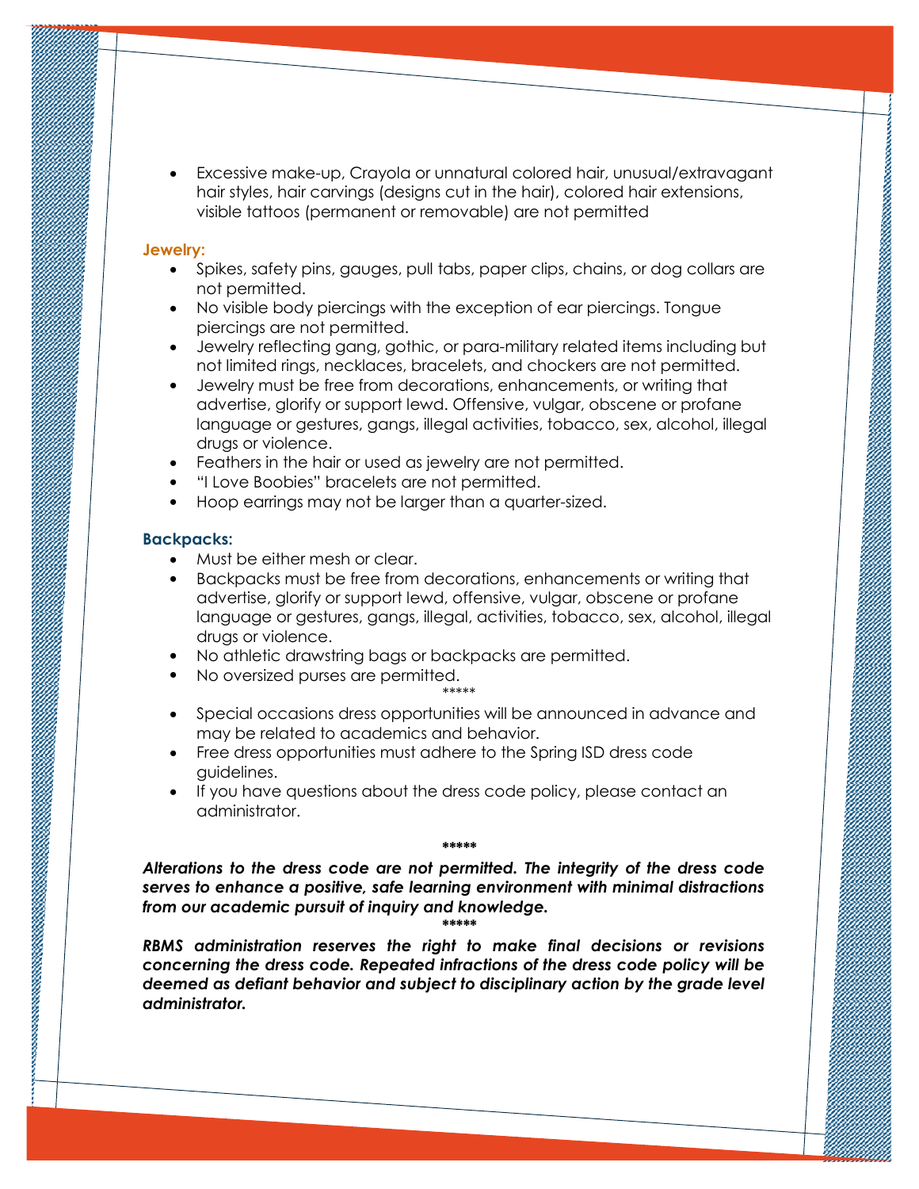- Excessive make-up, Crayola or unnatural colored hair, unusual/extravagant hair styles, hair carvings (designs cut in the hair), colored hair extensions, visible tattoos (permanent or removable) are not permitted

**Jewelry:**

- Spikes, safety pins, gauges, pull tabs, paper clips, chains, or dog collars are not permitted.
- No visible body piercings with the exception of ear piercings. Tongue piercings are not permitted.
- Jewelry reflecting gang, gothic, or para-military related items including but not limited rings, necklaces, bracelets, and chockers are not permitted.
- Jewelry must be free from decorations, enhancements, or writing that advertise, glorify or support lewd. Offensive, vulgar, obscene or profane language or gestures, gangs, illegal activities, tobacco, sex, alcohol, illegal drugs or violence.
- Feathers in the hair or used as jewelry are not permitted.
- "I Love Boobies" bracelets are not permitted.
- Hoop earrings may not be larger than a quarter-sized.

**Backpacks:**

- Must be either mesh or clear.
- Backpacks must be free from decorations, enhancements or writing that advertise, glorify or support lewd, offensive, vulgar, obscene or profane language or gestures, gangs, illegal, activities, tobacco, sex, alcohol, illegal drugs or violence.
- No athletic drawstring bags or backpacks are permitted.
- No oversized purses are permitted.

*****

- Special occasions dress opportunities will be announced in advance and may be related to academics and behavior.
- Free dress opportunities must adhere to the Spring ISD dress code guidelines.
- If you have questions about the dress code policy, please contact an administrator.

*****

***Alterations to the dress code are not permitted. The integrity of the dress code serves to enhance a positive, safe learning environment with minimal distractions from our academic pursuit of inquiry and knowledge.***

*****

***RBMS administration reserves the right to make final decisions or revisions concerning the dress code. Repeated infractions of the dress code policy will be deemed as defiant behavior and subject to disciplinary action by the grade level administrator.***